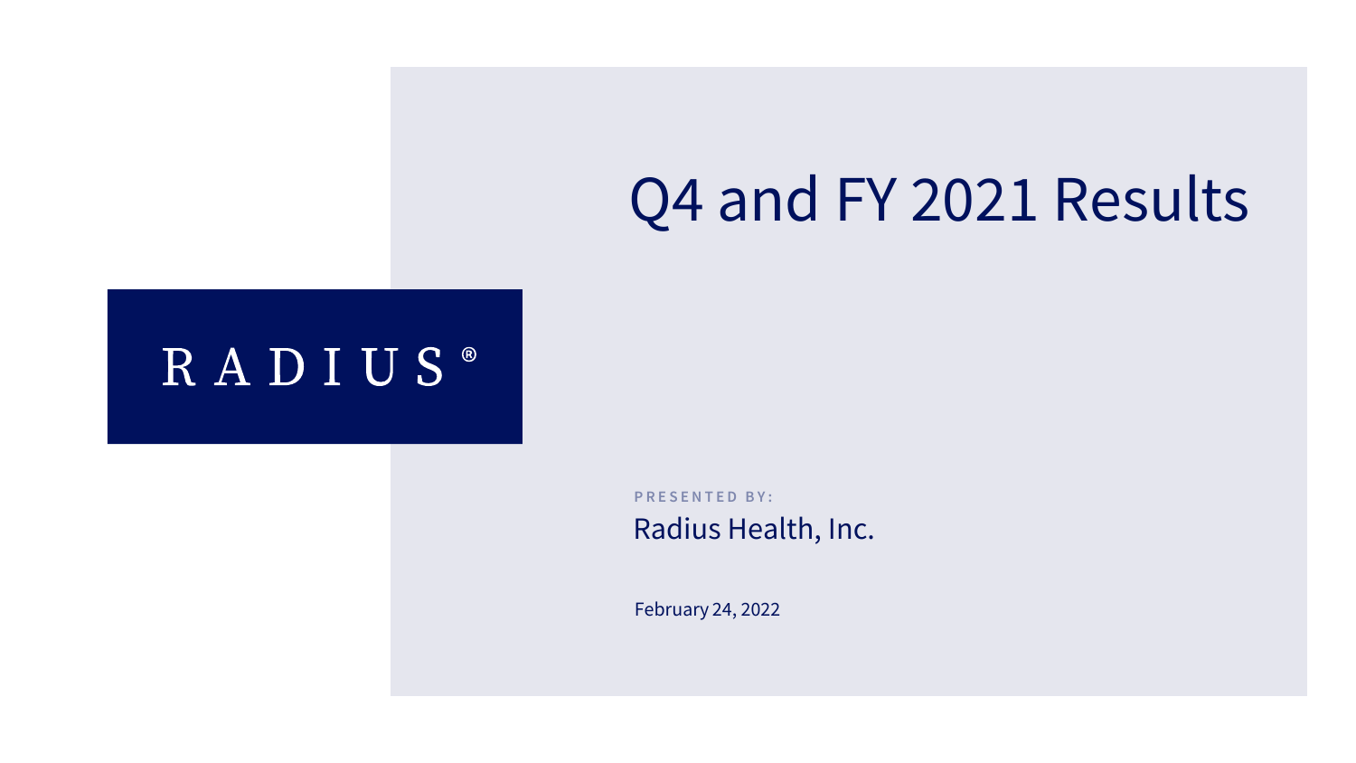RADIUS®

# Q4 and FY 2021 Results

PRESENTED BY:

Radius Health, Inc.

February 24, 2022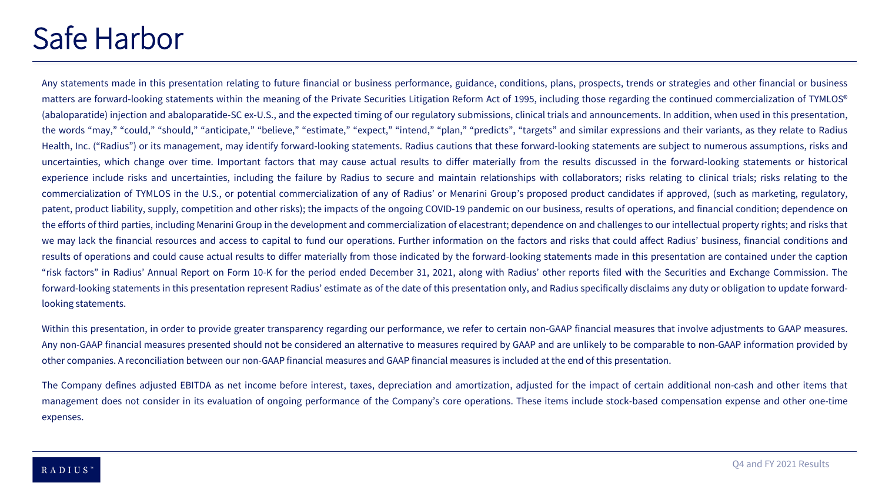# Safe Harbor

Any statements made in this presentation relating to future financial or business performance, guidance, conditions, plans, prospects, trends or strategies and other financial or business matters are forward-looking statements within the meaning of the Private Securities Litigation Reform Act of 1995, including those regarding the continued commercialization of TYMLOS® (abaloparatide) injection and abaloparatide-SC ex-U.S., and the expected timing of our regulatory submissions, clinical trials and announcements. In addition, when used in this presentation, the words "may," "could," "should," "anticipate," "believe," "estimate," "expect," "intend," "plan," "predicts", "targets" and similar expressions and their variants, as they relate to Radius Health, Inc. ("Radius") or its management, may identify forward-looking statements. Radius cautions that these forward-looking statements are subject to numerous assumptions, risks and uncertainties, which change over time. Important factors that may cause actual results to differ materially from the results discussed in the forward-looking statements or historical experience include risks and uncertainties, including the failure by Radius to secure and maintain relationships with collaborators; risks relating to clinical trials; risks relating to the commercialization of TYMLOS in the U.S., or potential commercialization of any of Radius' or Menarini Group's proposed product candidates if approved, (such as marketing, regulatory, patent, product liability, supply, competition and other risks); the impacts of the ongoing COVID-19 pandemic on our business, results of operations, and financial condition; dependence on the efforts of third parties, including Menarini Group in the development and commercialization of elacestrant; dependence on and challenges to our intellectual property rights; and risks that we may lack the financial resources and access to capital to fund our operations. Further information on the factors and risks that could affect Radius' business, financial conditions and results of operations and could cause actual results to differ materially from those indicated by the forward-looking statements made in this presentation are contained under the caption "risk factors" in Radius' Annual Report on Form 10-K for the period ended December 31, 2021, along with Radius' other reports filed with the Securities and Exchange Commission. The forward-looking statements in this presentation represent Radius' estimate as of the date of this presentation only, and Radius specifically disclaims any duty or obligation to update forward-looking statements.

Within this presentation, in order to provide greater transparency regarding our performance, we refer to certain non-GAAP financial measures that involve adjustments to GAAP measures. Any non-GAAP financial measures presented should not be considered an alternative to measures required by GAAP and are unlikely to be comparable to non-GAAP information provided by other companies. A reconciliation between our non-GAAP financial measures and GAAP financial measures is included at the end of this presentation.

The Company defines adjusted EBITDA as net income before interest, taxes, depreciation and amortization, adjusted for the impact of certain additional non-cash and other items that management does not consider in its evaluation of ongoing performance of the Company's core operations. These items include stock-based compensation expense and other one-time expenses.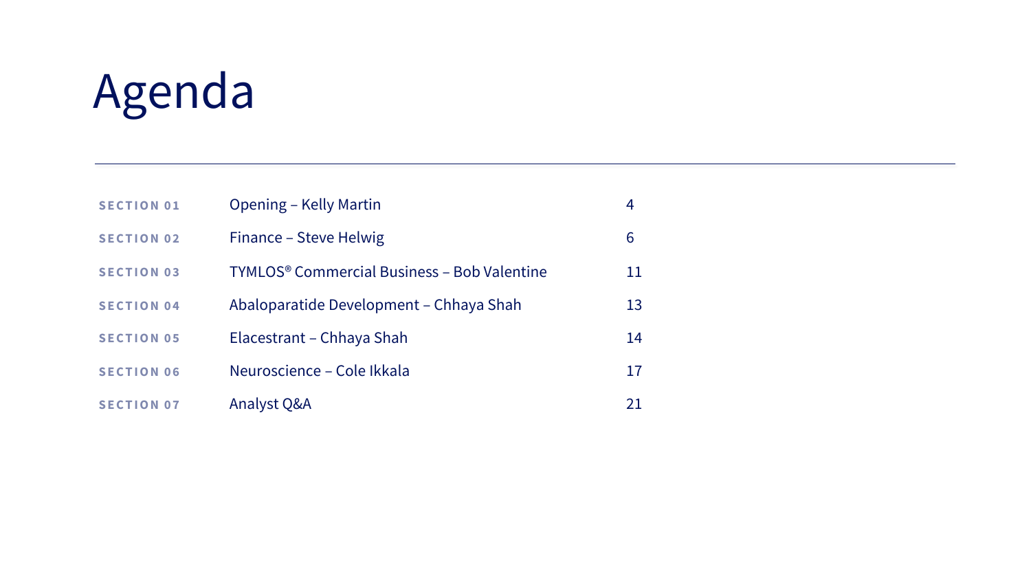# Agenda

| | | |
|---|---|---|
| SECTION 01 | Opening – Kelly Martin | 4 |
| SECTION 02 | Finance – Steve Helwig | 6 |
| SECTION 03 | TYMLOS® Commercial Business – Bob Valentine | 11 |
| SECTION 04 | Abaloparatide Development – Chhaya Shah | 13 |
| SECTION 05 | Elacestrant – Chhaya Shah | 14 |
| SECTION 06 | Neuroscience – Cole Ikkala | 17 |
| SECTION 07 | Analyst Q&A | 21 |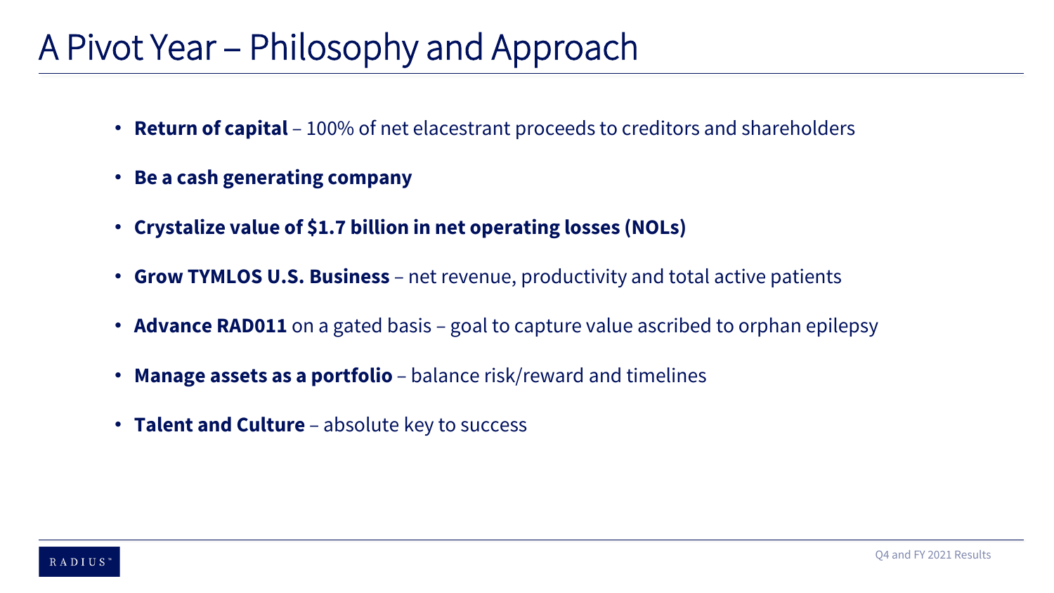# A Pivot Year – Philosophy and Approach

- **Return of capital** – 100% of net elacestrant proceeds to creditors and shareholders
- **Be a cash generating company**
- **Crystalize value of $1.7 billion in net operating losses (NOLs)**
- **Grow TYMLOS U.S. Business** – net revenue, productivity and total active patients
- **Advance RAD011** on a gated basis – goal to capture value ascribed to orphan epilepsy
- **Manage assets as a portfolio** – balance risk/reward and timelines
- **Talent and Culture** – absolute key to success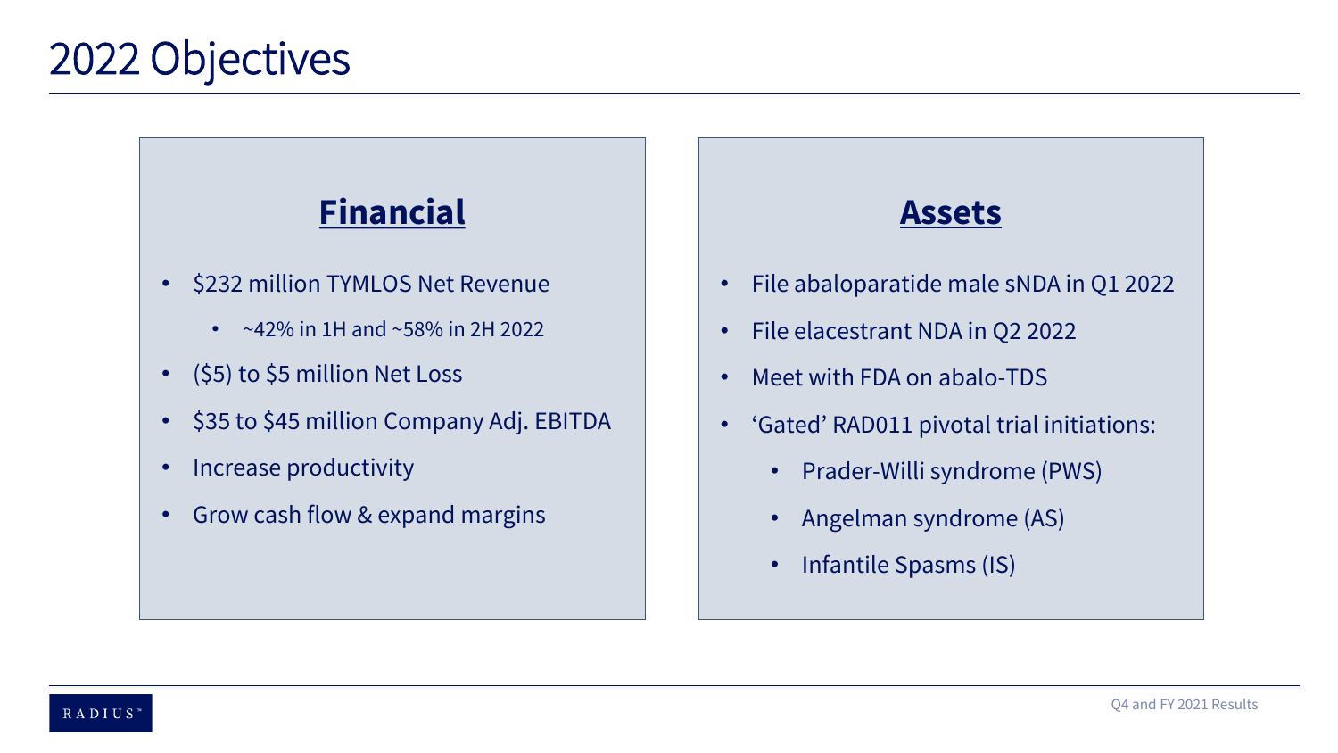# 2022 Objectives

## Financial

- $232 million TYMLOS Net Revenue
  - ~42% in 1H and ~58% in 2H 2022
- ($5) to $5 million Net Loss
- $35 to $45 million Company Adj. EBITDA
- Increase productivity
- Grow cash flow & expand margins

## Assets

- File abaloparatide male sNDA in Q1 2022
- File elacestrant NDA in Q2 2022
- Meet with FDA on abalo-TDS
- 'Gated' RAD011 pivotal trial initiations:
  - Prader-Willi syndrome (PWS)
  - Angelman syndrome (AS)
  - Infantile Spasms (IS)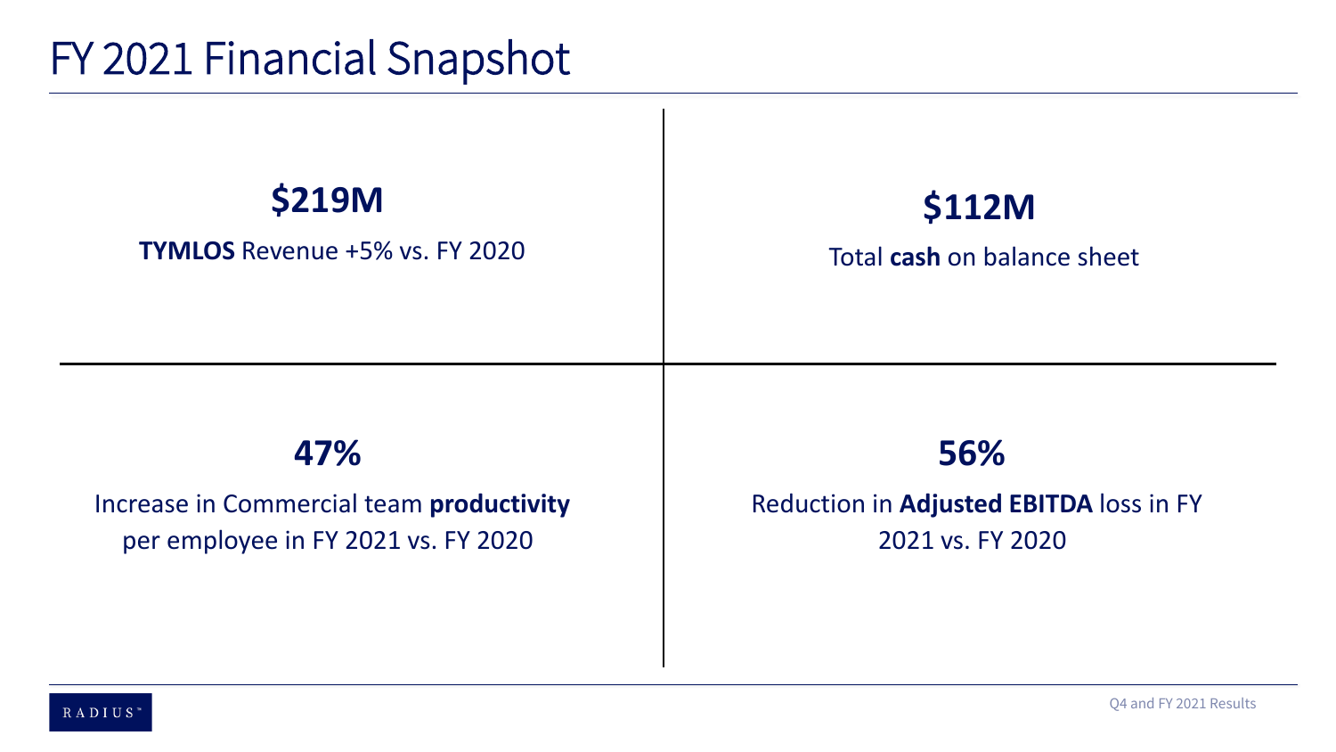# FY 2021 Financial Snapshot

**$219M**

**TYMLOS** Revenue +5% vs. FY 2020

**$112M**

Total **cash** on balance sheet

**47%**

Increase in Commercial team **productivity** per employee in FY 2021 vs. FY 2020

**56%**

Reduction in **Adjusted EBITDA** loss in FY 2021 vs. FY 2020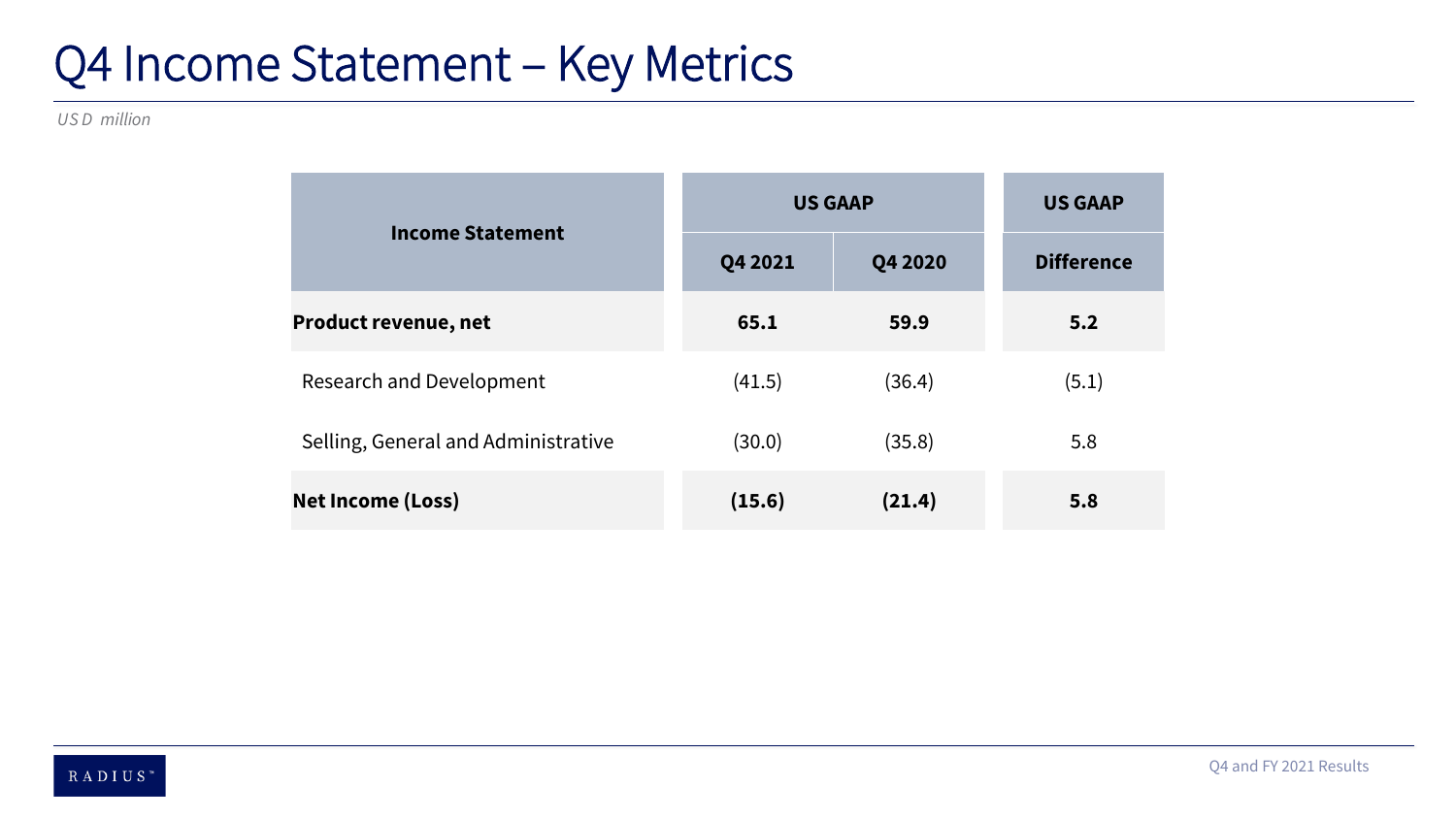# Q4 Income Statement – Key Metrics

*USD million*

| Income Statement | US GAAP | | US GAAP |
|---|---|---|---|
| | Q4 2021 | Q4 2020 | Difference |
| **Product revenue, net** | **65.1** | **59.9** | **5.2** |
| Research and Development | (41.5) | (36.4) | (5.1) |
| Selling, General and Administrative | (30.0) | (35.8) | 5.8 |
| **Net Income (Loss)** | **(15.6)** | **(21.4)** | **5.8** |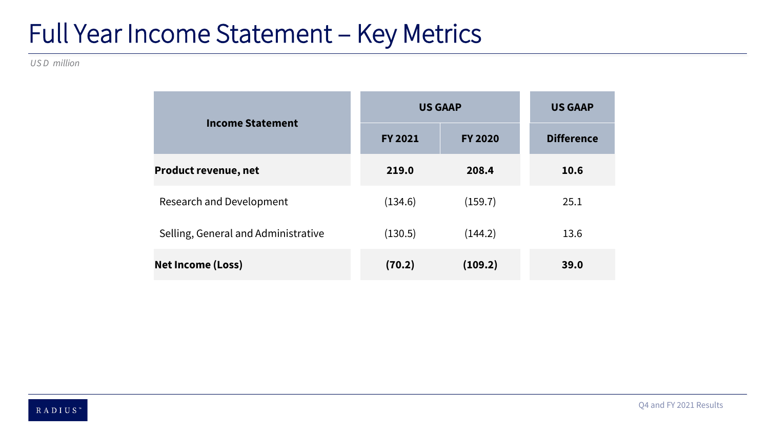# Full Year Income Statement – Key Metrics

*USD million*

| Income Statement | US GAAP | | US GAAP |
|---|---|---|---|
| | FY 2021 | FY 2020 | Difference |
| **Product revenue, net** | **219.0** | **208.4** | **10.6** |
| Research and Development | (134.6) | (159.7) | 25.1 |
| Selling, General and Administrative | (130.5) | (144.2) | 13.6 |
| **Net Income (Loss)** | **(70.2)** | **(109.2)** | **39.0** |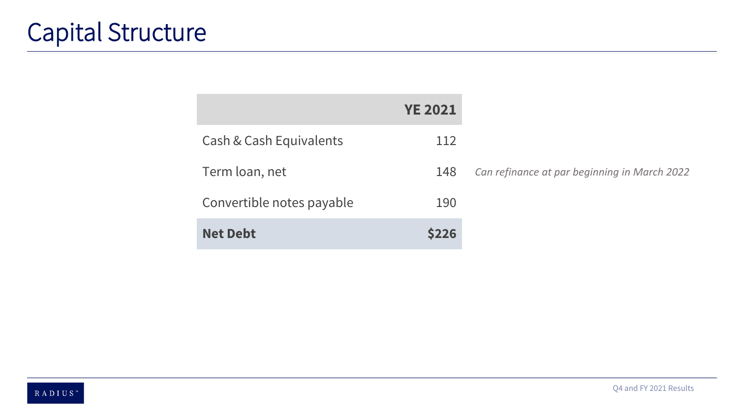# Capital Structure

| | YE 2021 | |
|---|---|---|
| Cash & Cash Equivalents | 112 | |
| Term loan, net | 148 | *Can refinance at par beginning in March 2022* |
| Convertible notes payable | 190 | |
| **Net Debt** | **$226** | |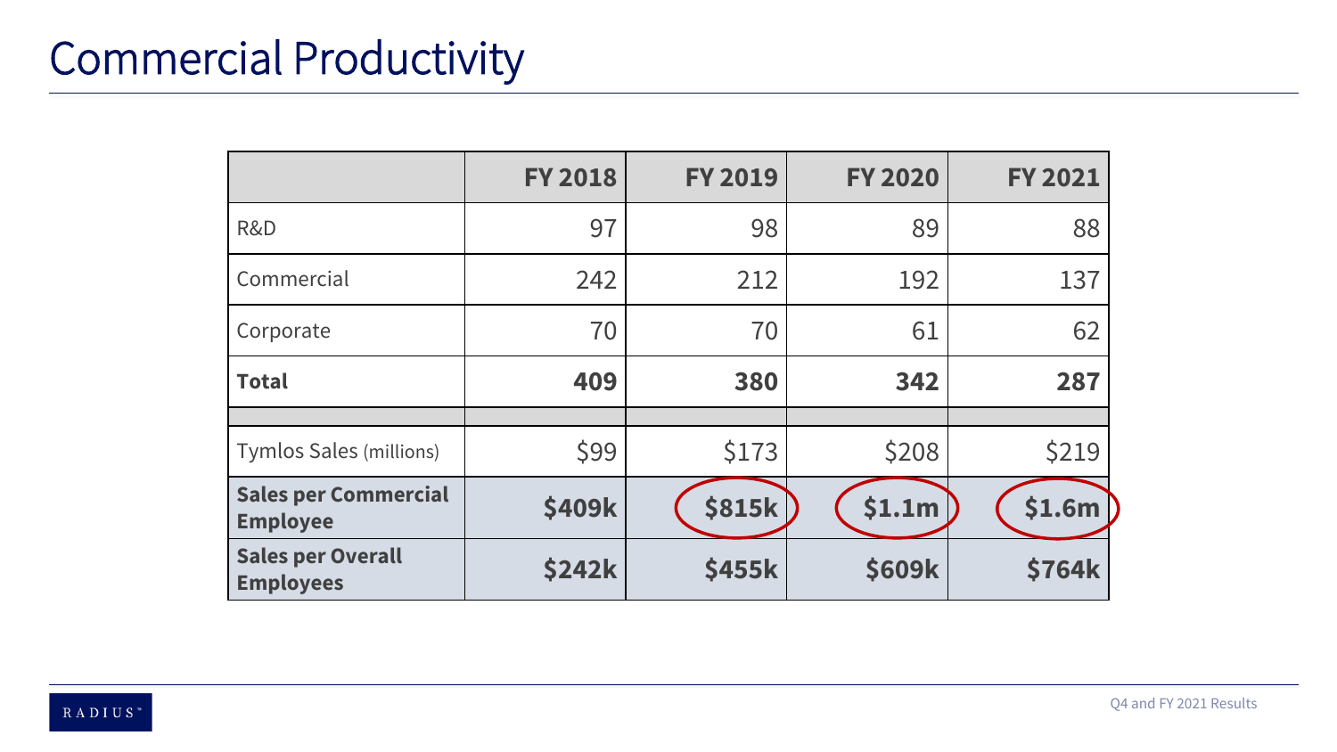# Commercial Productivity

| | FY 2018 | FY 2019 | FY 2020 | FY 2021 |
|---|---|---|---|---|
| R&D | 97 | 98 | 89 | 88 |
| Commercial | 242 | 212 | 192 | 137 |
| Corporate | 70 | 70 | 61 | 62 |
| **Total** | **409** | **380** | **342** | **287** |
| | | | | |
| Tymlos Sales (millions) | $99 | $173 | $208 | $219 |
| **Sales per Commercial Employee** | **$409k** | **$815k** | **$1.1m** | **$1.6m** |
| **Sales per Overall Employees** | **$242k** | **$455k** | **$609k** | **$764k** |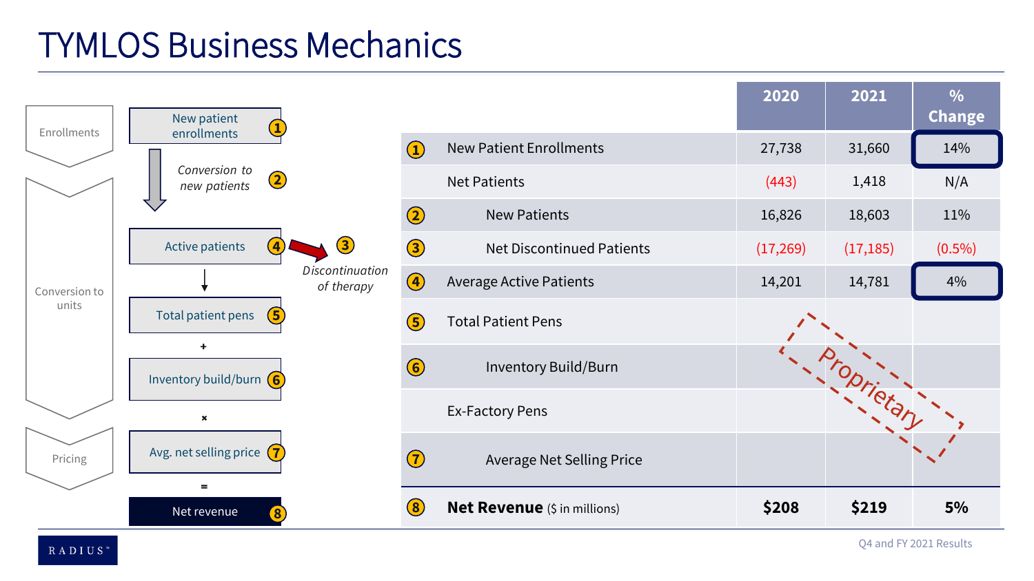# TYMLOS Business Mechanics

- Enrollments
  - New patient enrollments (1)
  - *Conversion to new patients* (2)
- Conversion to units
  - Active patients (4) → (3) *Discontinuation of therapy*
  - Total patient pens (5)
  - +
  - Inventory build/burn (6)
  - ×
- Pricing
  - Avg. net selling price (7)
  - =
  - **Net revenue** (8)

| | | 2020 | 2021 | % Change |
|---|---|---|---|---|
| 1 | New Patient Enrollments | 27,738 | 31,660 | 14% |
| | Net Patients | (443) | 1,418 | N/A |
| 2 | New Patients | 16,826 | 18,603 | 11% |
| 3 | Net Discontinued Patients | (17,269) | (17,185) | (0.5%) |
| 4 | Average Active Patients | 14,201 | 14,781 | 4% |
| 5 | Total Patient Pens | Proprietary | | |
| 6 | Inventory Build/Burn | | | |
| | Ex-Factory Pens | | | |
| 7 | Average Net Selling Price | | | |
| 8 | **Net Revenue** ($ in millions) | **$208** | **$219** | **5%** |

RADIUS™

Q4 and FY 2021 Results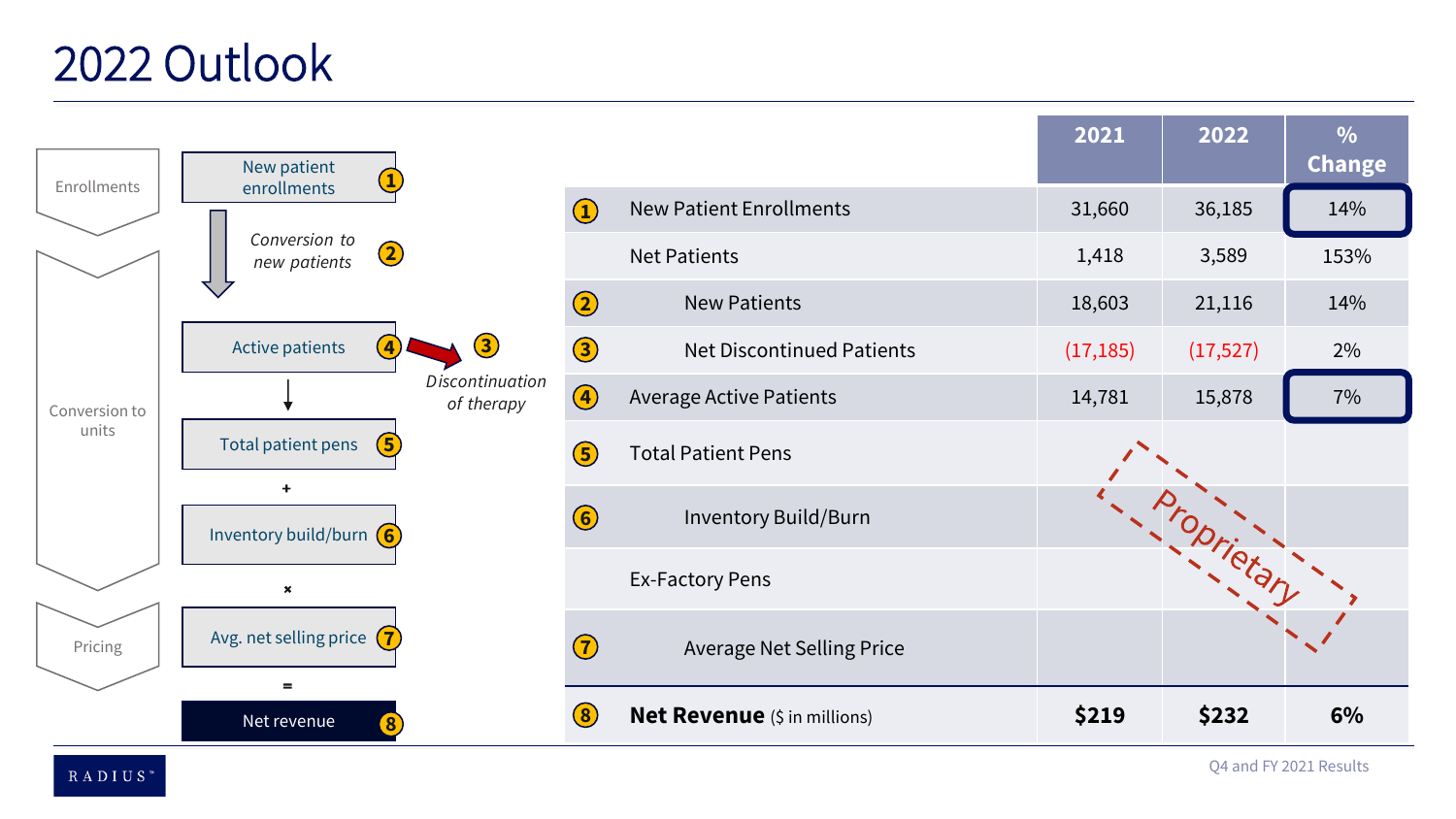# 2022 Outlook

- Enrollments
  - New patient enrollments (1)
  - *Conversion to new patients* (2)
- Conversion to units
  - Active patients (4) → (3) *Discontinuation of therapy*
  - Total patient pens (5)
  - +
  - Inventory build/burn (6)
- Pricing
  - ×
  - Avg. net selling price (7)
  - =
  - Net revenue (8)

| | | 2021 | 2022 | % Change |
|---|---|---|---|---|
| 1 | New Patient Enrollments | 31,660 | 36,185 | 14% |
| | Net Patients | 1,418 | 3,589 | 153% |
| 2 | New Patients | 18,603 | 21,116 | 14% |
| 3 | Net Discontinued Patients | (17,185) | (17,527) | 2% |
| 4 | Average Active Patients | 14,781 | 15,878 | 7% |
| 5 | Total Patient Pens | Proprietary | | |
| 6 | Inventory Build/Burn | | | |
| | Ex-Factory Pens | | | |
| 7 | Average Net Selling Price | | | |
| 8 | **Net Revenue** ($ in millions) | **$219** | **$232** | **6%** |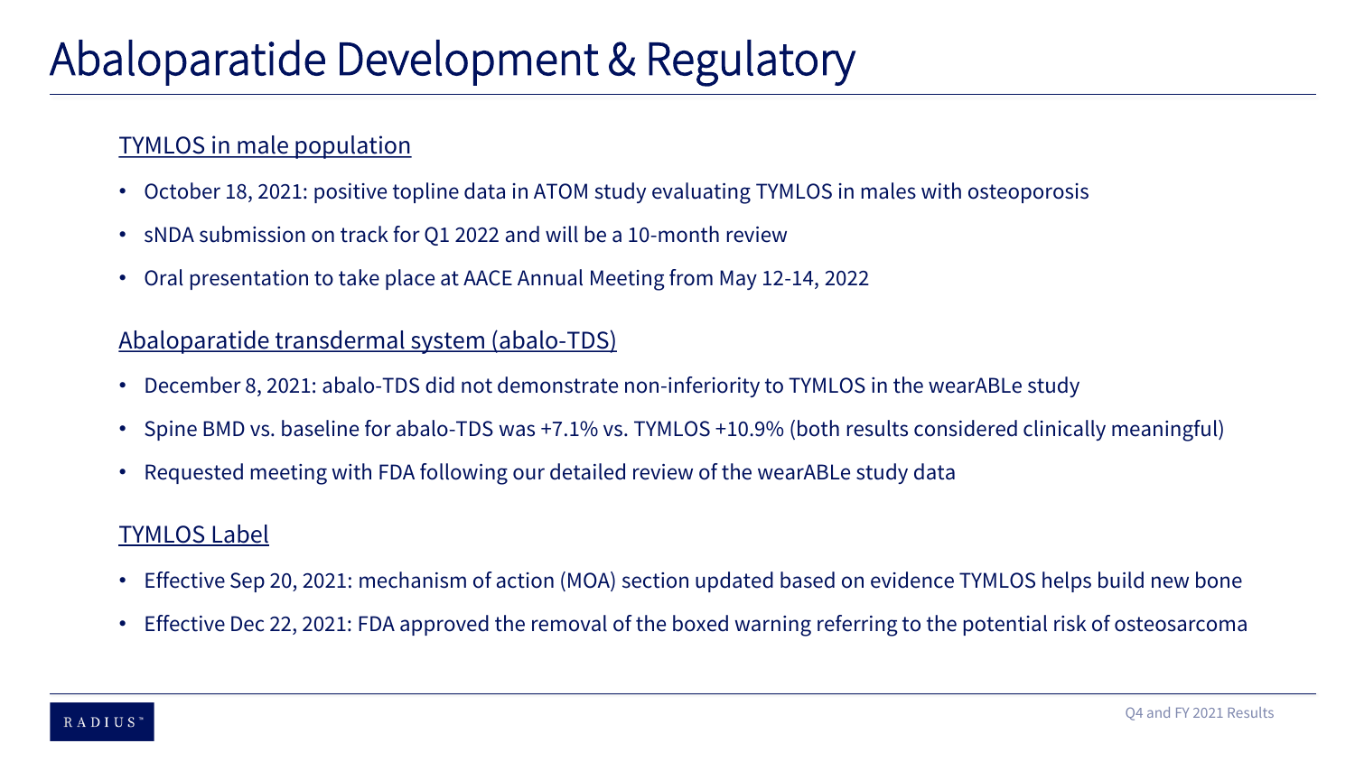# Abaloparatide Development & Regulatory

## TYMLOS in male population

- October 18, 2021: positive topline data in ATOM study evaluating TYMLOS in males with osteoporosis
- sNDA submission on track for Q1 2022 and will be a 10-month review
- Oral presentation to take place at AACE Annual Meeting from May 12-14, 2022

## Abaloparatide transdermal system (abalo-TDS)

- December 8, 2021: abalo-TDS did not demonstrate non-inferiority to TYMLOS in the wearABLe study
- Spine BMD vs. baseline for abalo-TDS was +7.1% vs. TYMLOS +10.9% (both results considered clinically meaningful)
- Requested meeting with FDA following our detailed review of the wearABLe study data

## TYMLOS Label

- Effective Sep 20, 2021: mechanism of action (MOA) section updated based on evidence TYMLOS helps build new bone
- Effective Dec 22, 2021: FDA approved the removal of the boxed warning referring to the potential risk of osteosarcoma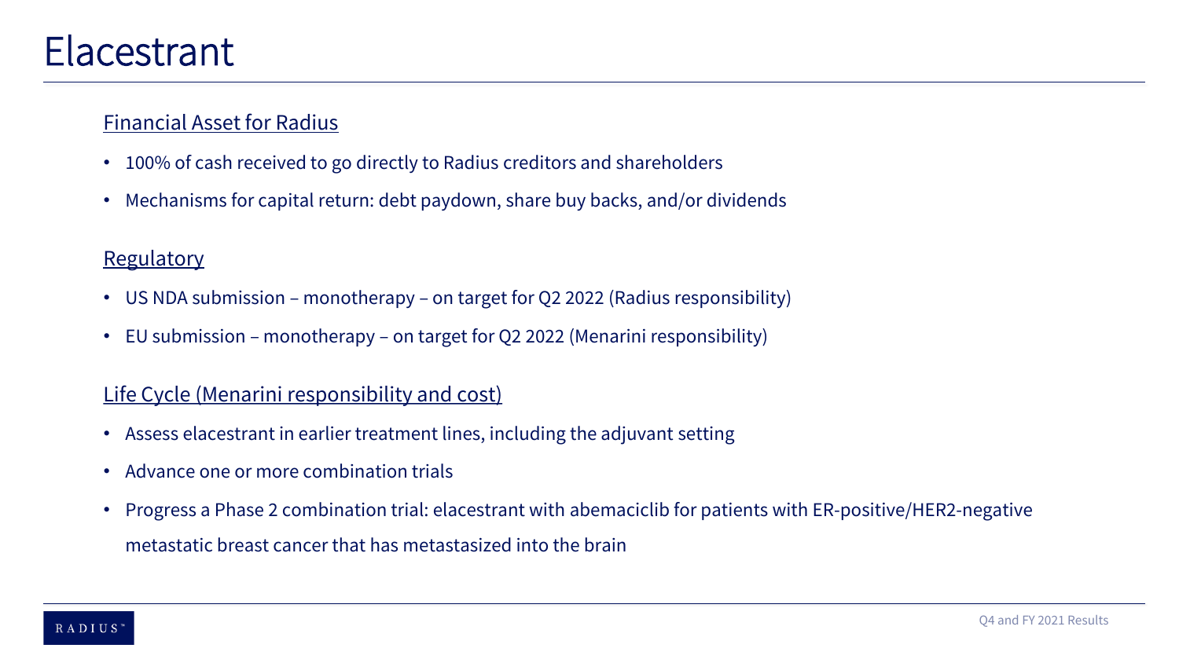# Elacestrant

## Financial Asset for Radius

- 100% of cash received to go directly to Radius creditors and shareholders
- Mechanisms for capital return: debt paydown, share buy backs, and/or dividends

## Regulatory

- US NDA submission – monotherapy – on target for Q2 2022 (Radius responsibility)
- EU submission – monotherapy – on target for Q2 2022 (Menarini responsibility)

## Life Cycle (Menarini responsibility and cost)

- Assess elacestrant in earlier treatment lines, including the adjuvant setting
- Advance one or more combination trials
- Progress a Phase 2 combination trial: elacestrant with abemaciclib for patients with ER-positive/HER2-negative metastatic breast cancer that has metastasized into the brain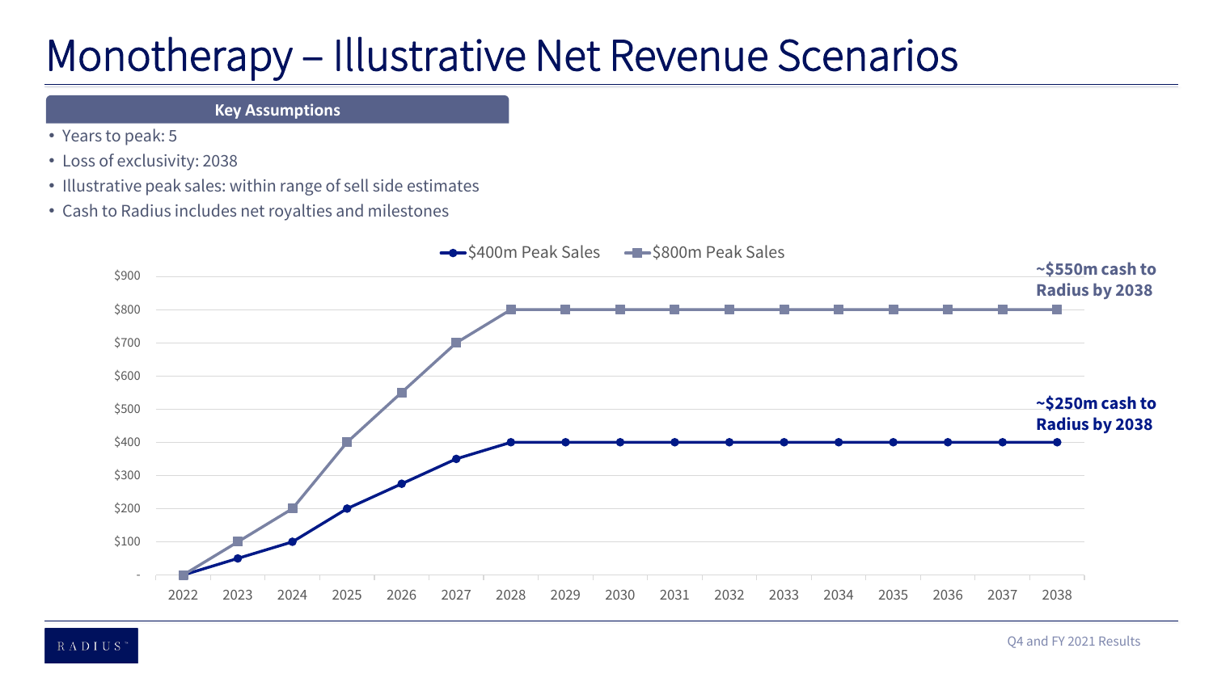# Monotherapy – Illustrative Net Revenue Scenarios

**Key Assumptions**

- Years to peak: 5
- Loss of exclusivity: 2038
- Illustrative peak sales: within range of sell side estimates
- Cash to Radius includes net royalties and milestones

| Year | $400m Peak Sales | $800m Peak Sales |
|---|---|---|
| 2022 | - | - |
| 2023 | $50 | $100 |
| 2024 | $100 | $200 |
| 2025 | $200 | $400 |
| 2026 | $275 | $550 |
| 2027 | $350 | $700 |
| 2028 | $400 | $800 |
| 2029 | $400 | $800 |
| 2030 | $400 | $800 |
| 2031 | $400 | $800 |
| 2032 | $400 | $800 |
| 2033 | $400 | $800 |
| 2034 | $400 | $800 |
| 2035 | $400 | $800 |
| 2036 | $400 | $800 |
| 2037 | $400 | $800 |
| 2038 | $400 | $800 |

**~$550m cash to Radius by 2038** ($800m Peak Sales)

**~$250m cash to Radius by 2038** ($400m Peak Sales)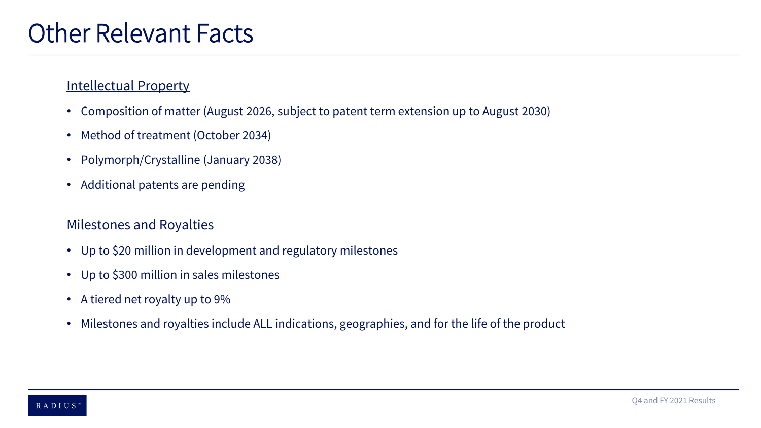# Other Relevant Facts

## Intellectual Property

- Composition of matter (August 2026, subject to patent term extension up to August 2030)
- Method of treatment (October 2034)
- Polymorph/Crystalline (January 2038)
- Additional patents are pending

## Milestones and Royalties

- Up to $20 million in development and regulatory milestones
- Up to $300 million in sales milestones
- A tiered net royalty up to 9%
- Milestones and royalties include ALL indications, geographies, and for the life of the product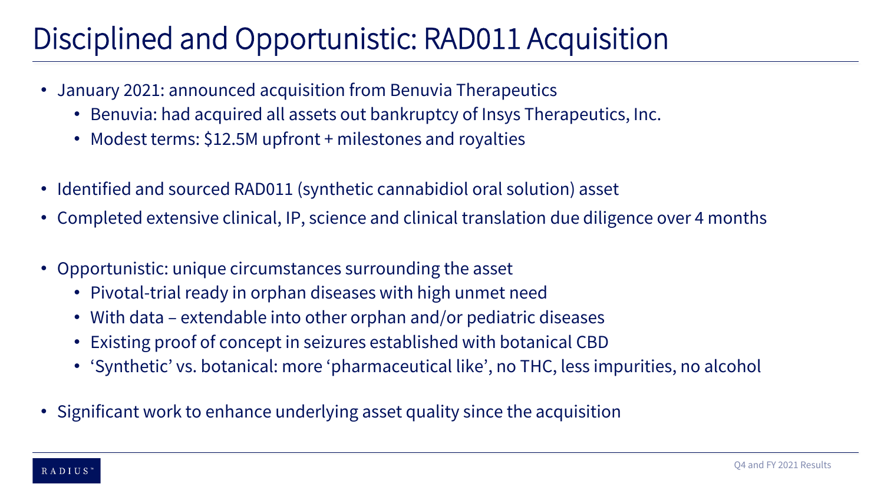# Disciplined and Opportunistic: RAD011 Acquisition

- January 2021: announced acquisition from Benuvia Therapeutics
  - Benuvia: had acquired all assets out bankruptcy of Insys Therapeutics, Inc.
  - Modest terms: $12.5M upfront + milestones and royalties

- Identified and sourced RAD011 (synthetic cannabidiol oral solution) asset
- Completed extensive clinical, IP, science and clinical translation due diligence over 4 months

- Opportunistic: unique circumstances surrounding the asset
  - Pivotal-trial ready in orphan diseases with high unmet need
  - With data – extendable into other orphan and/or pediatric diseases
  - Existing proof of concept in seizures established with botanical CBD
  - 'Synthetic' vs. botanical: more 'pharmaceutical like', no THC, less impurities, no alcohol

- Significant work to enhance underlying asset quality since the acquisition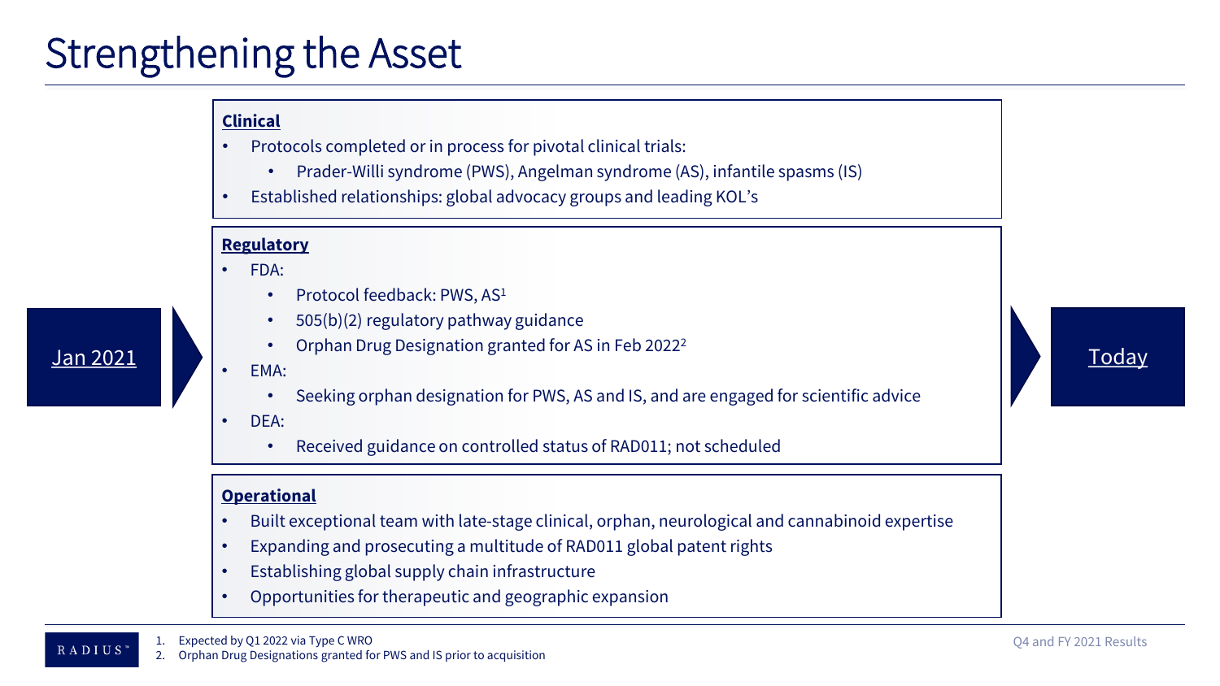# Strengthening the Asset

Jan 2021

**Clinical**

- Protocols completed or in process for pivotal clinical trials:
  - Prader-Willi syndrome (PWS), Angelman syndrome (AS), infantile spasms (IS)
- Established relationships: global advocacy groups and leading KOL's

**Regulatory**

- FDA:
  - Protocol feedback: PWS, AS[1]
  - 505(b)(2) regulatory pathway guidance
  - Orphan Drug Designation granted for AS in Feb 2022[2]
- EMA:
  - Seeking orphan designation for PWS, AS and IS, and are engaged for scientific advice
- DEA:
  - Received guidance on controlled status of RAD011; not scheduled

**Operational**

- Built exceptional team with late-stage clinical, orphan, neurological and cannabinoid expertise
- Expanding and prosecuting a multitude of RAD011 global patent rights
- Establishing global supply chain infrastructure
- Opportunities for therapeutic and geographic expansion

Today

1. Expected by Q1 2022 via Type C WRO
2. Orphan Drug Designations granted for PWS and IS prior to acquisition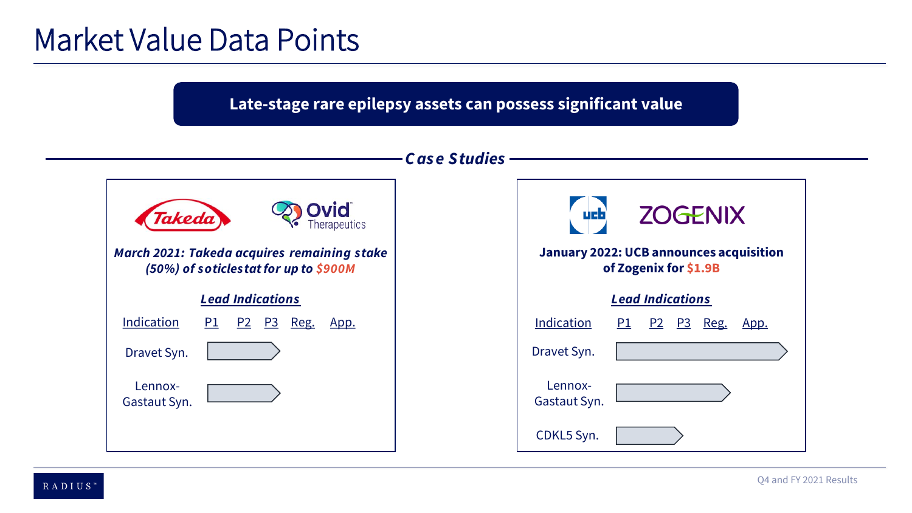# Market Value Data Points

**Late-stage rare epilepsy assets can possess significant value**

## *Case Studies*

### Takeda / Ovid Therapeutics

***March 2021: Takeda acquires remaining stake (50%) of soticlestat for up to $900M***

***Lead Indications***

| Indication | P1 | P2 | P3 | Reg. | App. |
|---|---|---|---|---|---|
| Dravet Syn. | ■ | ■ | | | |
| Lennox-Gastaut Syn. | ■ | ■ | | | |

### UCB / Zogenix

**January 2022: UCB announces acquisition of Zogenix for $1.9B**

***Lead Indications***

| Indication | P1 | P2 | P3 | Reg. | App. |
|---|---|---|---|---|---|
| Dravet Syn. | ■ | ■ | ■ | ■ | ■ |
| Lennox-Gastaut Syn. | ■ | ■ | ■ | ■ | |
| CDKL5 Syn. | ■ | ■ | | | |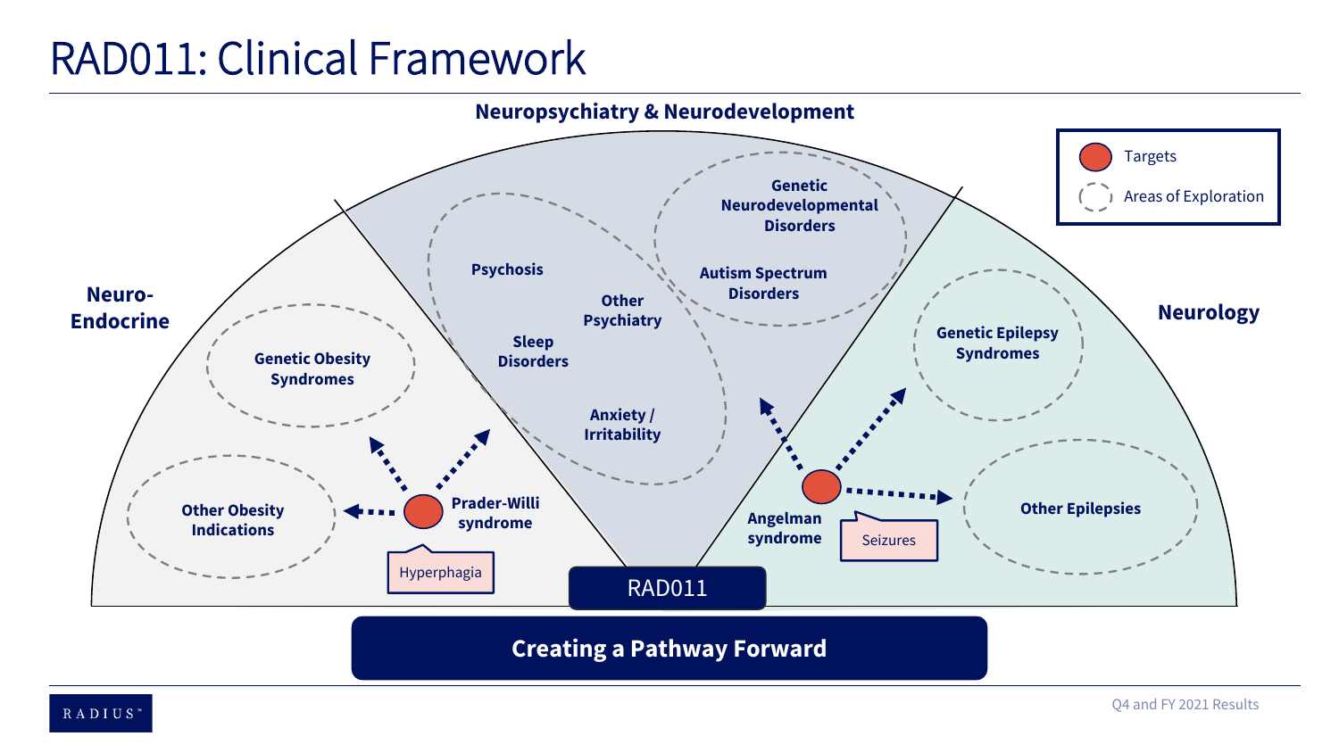# RAD011: Clinical Framework

**Neuropsychiatry & Neurodevelopment**

- Genetic Neurodevelopmental Disorders
- Autism Spectrum Disorders
- Psychosis
- Other Psychiatry
- Sleep Disorders
- Anxiety / Irritability

**Neuro-Endocrine**

- Genetic Obesity Syndromes
- Other Obesity Indications
- Prader-Willi syndrome
- Hyperphagia

**Neurology**

- Genetic Epilepsy Syndromes
- Other Epilepsies
- Angelman syndrome
- Seizures

Legend:

- Targets
- Areas of Exploration

RAD011

**Creating a Pathway Forward**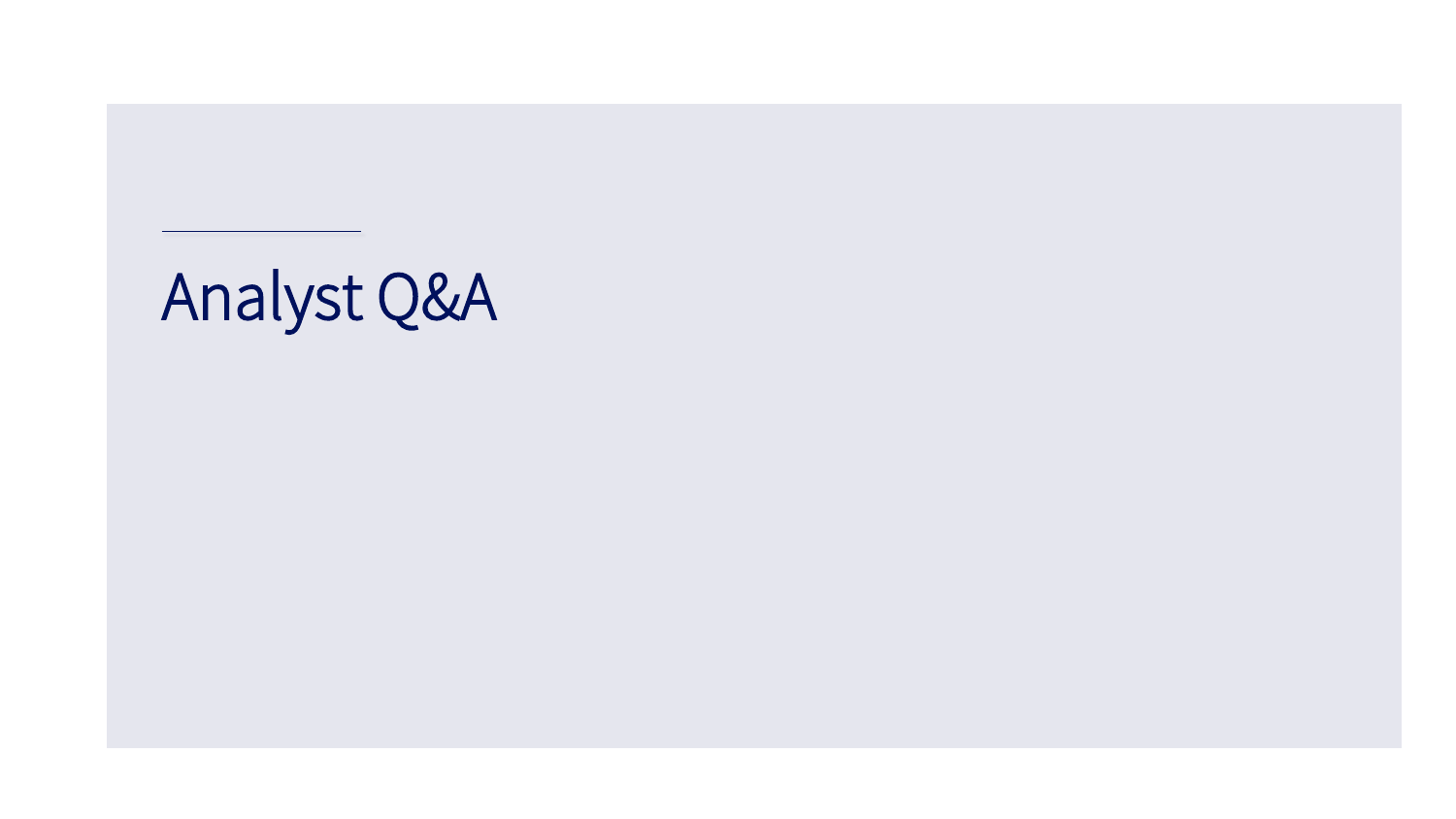# Analyst Q&A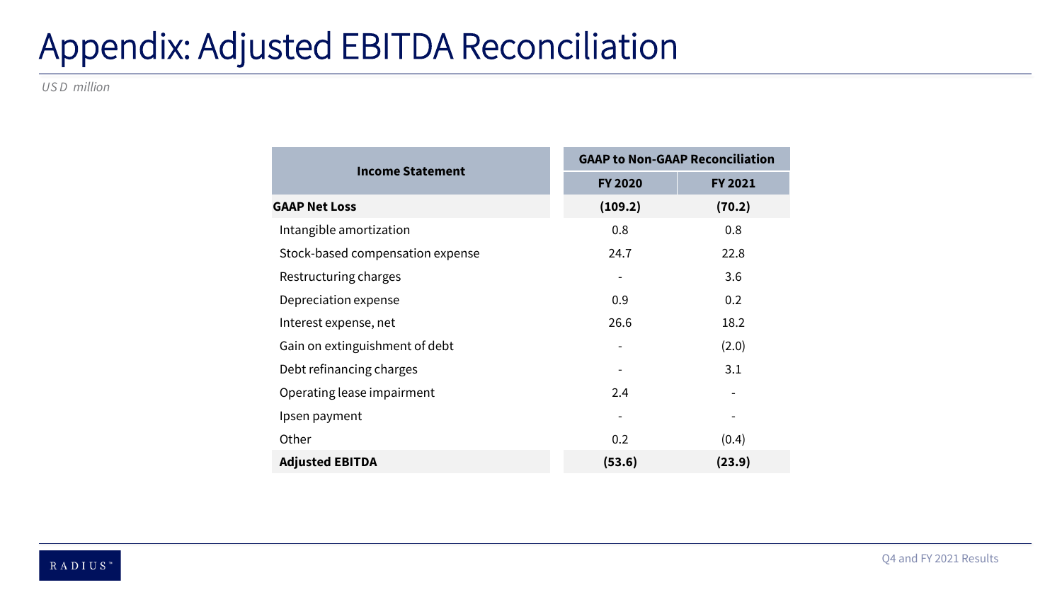# Appendix: Adjusted EBITDA Reconciliation

*USD million*

| Income Statement | GAAP to Non-GAAP Reconciliation | |
|---|---|---|
| | FY 2020 | FY 2021 |
| **GAAP Net Loss** | **(109.2)** | **(70.2)** |
| Intangible amortization | 0.8 | 0.8 |
| Stock-based compensation expense | 24.7 | 22.8 |
| Restructuring charges | - | 3.6 |
| Depreciation expense | 0.9 | 0.2 |
| Interest expense, net | 26.6 | 18.2 |
| Gain on extinguishment of debt | - | (2.0) |
| Debt refinancing charges | - | 3.1 |
| Operating lease impairment | 2.4 | - |
| Ipsen payment | - | - |
| Other | 0.2 | (0.4) |
| **Adjusted EBITDA** | **(53.6)** | **(23.9)** |